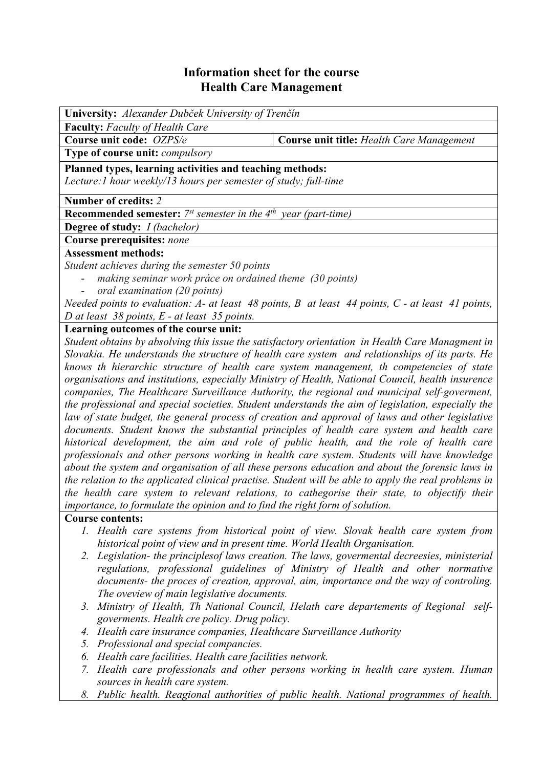# Information sheet for the course
# Health Care Management

**University:** *Alexander Dubček University of Trenčín*

**Faculty:** *Faculty of Health Care*

| **Course unit code:** *OZPS/e* | **Course unit title:** *Health Care Management* |
|---|---|

**Type of course unit:** *compulsory*

**Planned types, learning activities and teaching methods:**
*Lecture:1 hour weekly/13 hours per semester of study; full-time*

**Number of credits:** *2*

**Recommended semester:** *7st semester in the 4th year (part-time)*

**Degree of study:** *I (bachelor)*

**Course prerequisites:** *none*

**Assessment methods:**
*Student achieves during the semester 50 points*

- *making seminar work práce on ordained theme (30 points)*
- *oral examination (20 points)*

*Needed points to evaluation: A- at least 48 points, B at least 44 points, C - at least 41 points, D at least 38 points, E - at least 35 points.*

**Learning outcomes of the course unit:**
*Student obtains by absolving this issue the satisfactory orientation in Health Care Managment in Slovakia. He understands the structure of health care system and relationships of its parts. He knows th hierarchic structure of health care system management, th competencies of state organisations and institutions, especially Ministry of Health, National Council, health insurence companies, The Healthcare Surveillance Authority, the regional and municipal self-goverment, the professional and special societies. Student understands the aim of legislation, especially the law of state budget, the general process of creation and approval of laws and other legislative documents. Student knows the substantial principles of health care system and health care historical development, the aim and role of public health, and the role of health care professionals and other persons working in health care system. Students will have knowledge about the system and organisation of all these persons education and about the forensic laws in the relation to the applicated clinical practise. Student will be able to apply the real problems in the health care system to relevant relations, to cathegorise their state, to objectify their importance, to formulate the opinion and to find the right form of solution.*

**Course contents:**

1. *Health care systems from historical point of view. Slovak health care system from historical point of view and in present time. World Health Organisation.*
2. *Legislation- the principlesof laws creation. The laws, govermental decreesies, ministerial regulations, professional guidelines of Ministry of Health and other normative documents- the proces of creation, approval, aim, importance and the way of controling. The oveview of main legislative documents.*
3. *Ministry of Health, Th National Council, Helath care departements of Regional self-goverments. Health cre policy. Drug policy.*
4. *Health care insurance companies, Healthcare Surveillance Authority*
5. *Professional and special compancies.*
6. *Health care facilities. Health care facilities network.*
7. *Health care professionals and other persons working in health care system. Human sources in health care system.*
8. *Public health. Reagional authorities of public health. National programmes of health.*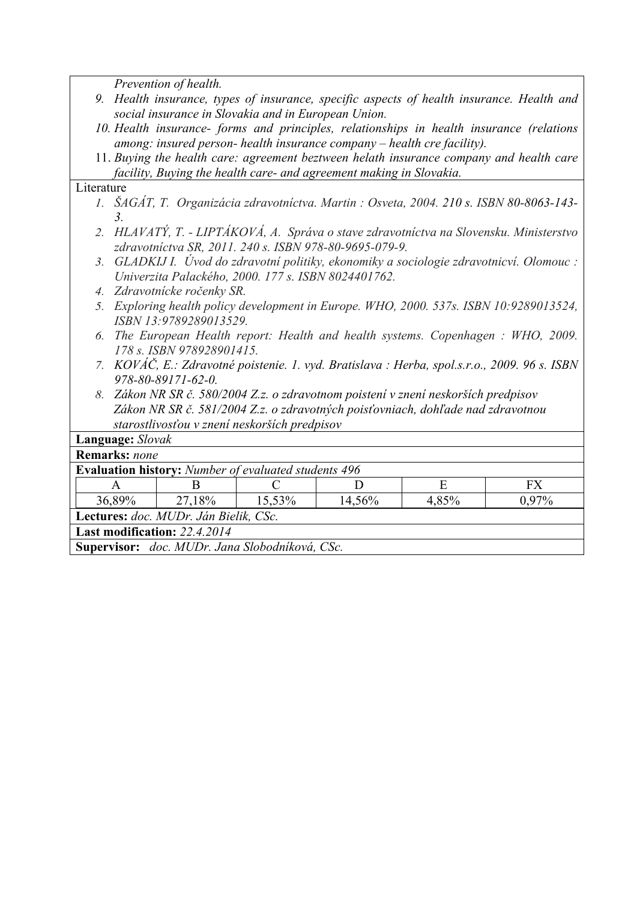*Prevention of health.*

9. *Health insurance, types of insurance, specific aspects of health insurance. Health and social insurance in Slovakia and in European Union.*
10. *Health insurance- forms and principles, relationships in health insurance (relations among: insured person- health insurance company – health cre facility).*
11. *Buying the health care: agreement beztween helath insurance company and health care facility, Buying the health care- and agreement making in Slovakia.*

Literature

1. *ŠAGÁT, T. Organizácia zdravotníctva. Martin : Osveta, 2004. 210 s. ISBN 80-8063-143-3.*
2. *HLAVATÝ, T. - LIPTÁKOVÁ, A. Správa o stave zdravotníctva na Slovensku. Ministerstvo zdravotníctva SR, 2011. 240 s. ISBN 978-80-9695-079-9.*
3. *GLADKIJ I. Úvod do zdravotní politiky, ekonomiky a sociologie zdravotnicví. Olomouc : Univerzita Palackého, 2000. 177 s. ISBN 8024401762.*
4. *Zdravotnícke ročenky SR.*
5. *Exploring health policy development in Europe. WHO, 2000. 537s. ISBN 10:9289013524, ISBN 13:9789289013529.*
6. *The European Health report: Health and health systems. Copenhagen : WHO, 2009. 178 s. ISBN 978928901415.*
7. *KOVÁČ, E.: Zdravotné poistenie. 1. vyd. Bratislava : Herba, spol.s.r.o., 2009. 96 s. ISBN 978-80-89171-62-0.*
8. *Zákon NR SR č. 580/2004 Z.z. o zdravotnom poistení v znení neskorších predpisov*
   *Zákon NR SR č. 581/2004 Z.z. o zdravotných poisťovniach, dohľade nad zdravotnou starostlivosťou v znení neskorších predpisov*

**Language:** *Slovak*

**Remarks:** *none*

**Evaluation history:** *Number of evaluated students 496*

| A | B | C | D | E | FX |
|---|---|---|---|---|---|
| 36,89% | 27,18% | 15,53% | 14,56% | 4,85% | 0,97% |

**Lectures:** *doc. MUDr. Ján Bielik, CSc.*

**Last modification:** *22.4.2014*

**Supervisor:** *doc. MUDr. Jana Slobodníková, CSc.*